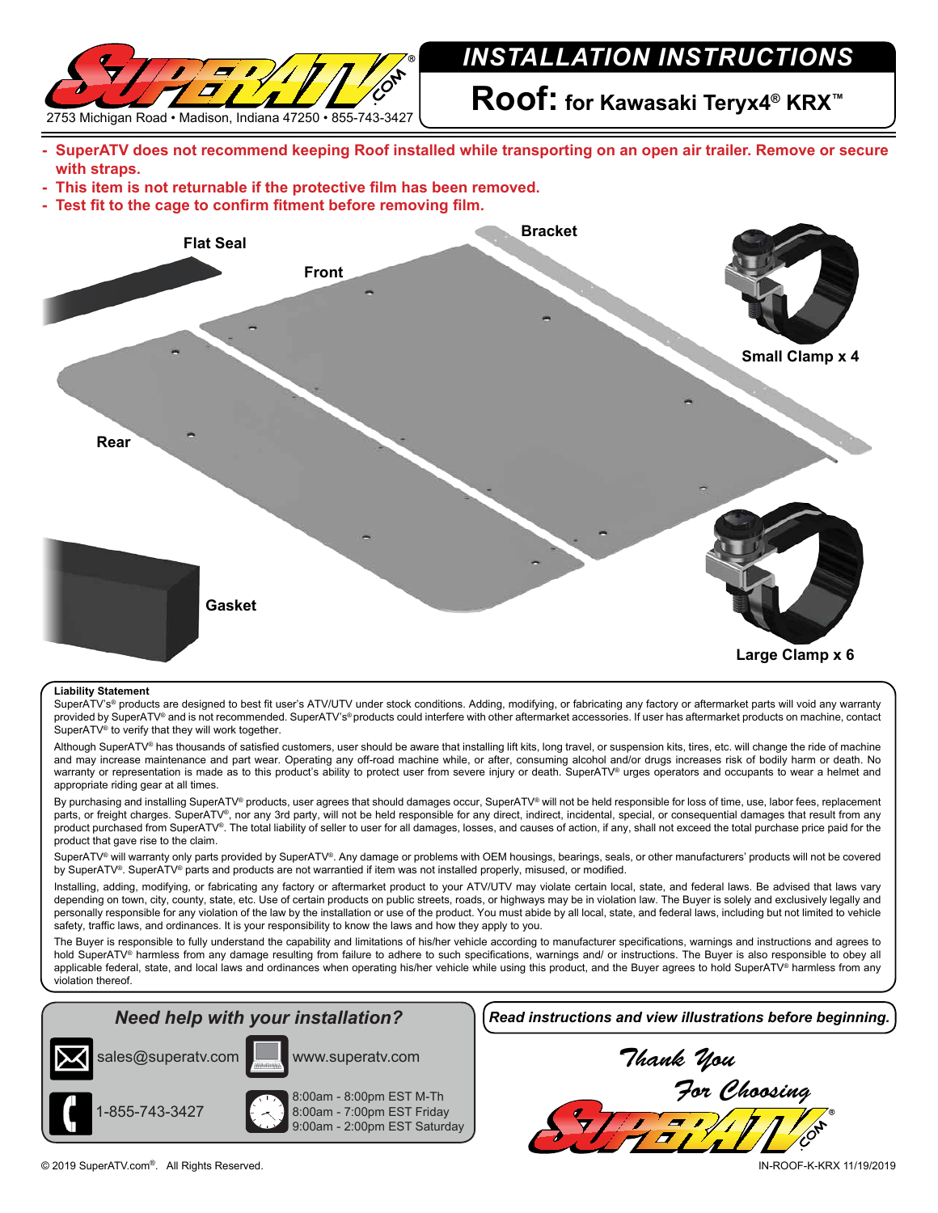2753 Michigan Road • Madison, Indiana 47250 • 855-743-3427

# INSTALLATION INSTRUCTIONS

## Roof: for Kawasaki Teryx4® KRX™

- **SuperATV does not recommend keeping Roof installed while transporting on an open air trailer. Remove or secure with straps.**
- **This item is not returnable if the protective film has been removed.**
- **Test fit to the cage to confirm fitment before removing film.**

Flat Seal

Front

Bracket

Small Clamp x 4

Rear

Gasket

Large Clamp x 6

**Liability Statement**

SuperATV's® products are designed to best fit user's ATV/UTV under stock conditions. Adding, modifying, or fabricating any factory or aftermarket parts will void any warranty provided by SuperATV® and is not recommended. SuperATV's® products could interfere with other aftermarket accessories. If user has aftermarket products on machine, contact SuperATV® to verify that they will work together.

Although SuperATV® has thousands of satisfied customers, user should be aware that installing lift kits, long travel, or suspension kits, tires, etc. will change the ride of machine and may increase maintenance and part wear. Operating any off-road machine while, or after, consuming alcohol and/or drugs increases risk of bodily harm or death. No warranty or representation is made as to this product's ability to protect user from severe injury or death. SuperATV® urges operators and occupants to wear a helmet and appropriate riding gear at all times.

By purchasing and installing SuperATV® products, user agrees that should damages occur, SuperATV® will not be held responsible for loss of time, use, labor fees, replacement parts, or freight charges. SuperATV®, nor any 3rd party, will not be held responsible for any direct, indirect, incidental, special, or consequential damages that result from any product purchased from SuperATV®. The total liability of seller to user for all damages, losses, and causes of action, if any, shall not exceed the total purchase price paid for the product that gave rise to the claim.

SuperATV® will warranty only parts provided by SuperATV®. Any damage or problems with OEM housings, bearings, seals, or other manufacturers' products will not be covered by SuperATV®. SuperATV® parts and products are not warrantied if item was not installed properly, misused, or modified.

Installing, adding, modifying, or fabricating any factory or aftermarket product to your ATV/UTV may violate certain local, state, and federal laws. Be advised that laws vary depending on town, city, county, state, etc. Use of certain products on public streets, roads, or highways may be in violation law. The Buyer is solely and exclusively legally and personally responsible for any violation of the law by the installation or use of the product. You must abide by all local, state, and federal laws, including but not limited to vehicle safety, traffic laws, and ordinances. It is your responsibility to know the laws and how they apply to you.

The Buyer is responsible to fully understand the capability and limitations of his/her vehicle according to manufacturer specifications, warnings and instructions and agrees to hold SuperATV® harmless from any damage resulting from failure to adhere to such specifications, warnings and/ or instructions. The Buyer is also responsible to obey all applicable federal, state, and local laws and ordinances when operating his/her vehicle while using this product, and the Buyer agrees to hold SuperATV® harmless from any violation thereof.

***Need help with your installation?***

sales@superatv.com

www.superatv.com

1-855-743-3427

8:00am - 8:00pm EST M-Th
8:00am - 7:00pm EST Friday
9:00am - 2:00pm EST Saturday

***Read instructions and view illustrations before beginning.***

*Thank You For Choosing*

© 2019 SuperATV.com®. All Rights Reserved.

IN-ROOF-K-KRX 11/19/2019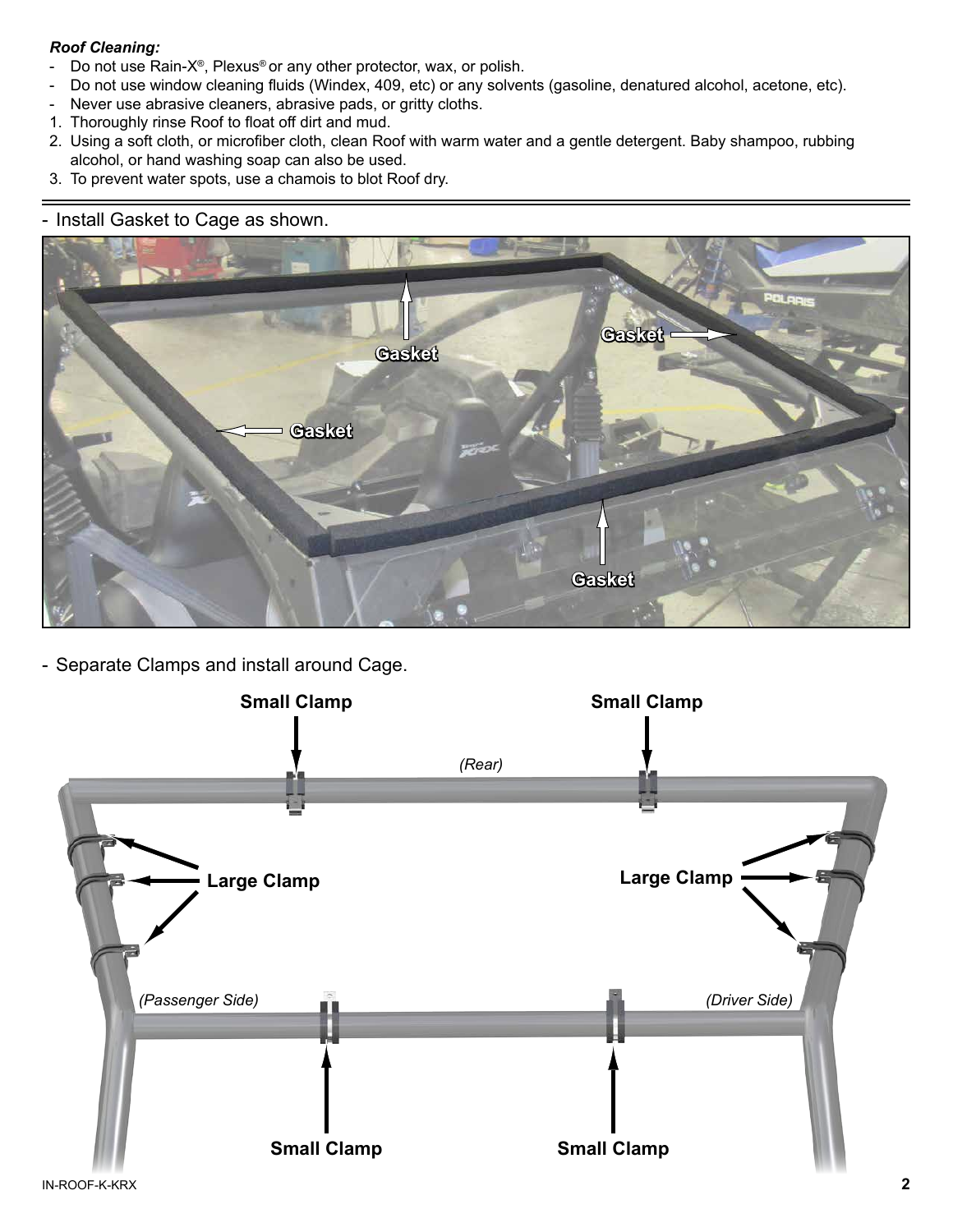***Roof Cleaning:***

- Do not use Rain-X®, Plexus® or any other protector, wax, or polish.
- Do not use window cleaning fluids (Windex, 409, etc) or any solvents (gasoline, denatured alcohol, acetone, etc).
- Never use abrasive cleaners, abrasive pads, or gritty cloths.

1. Thoroughly rinse Roof to float off dirt and mud.
2. Using a soft cloth, or microfiber cloth, clean Roof with warm water and a gentle detergent. Baby shampoo, rubbing alcohol, or hand washing soap can also be used.
3. To prevent water spots, use a chamois to blot Roof dry.

---

- Install Gasket to Cage as shown.

- Separate Clamps and install around Cage.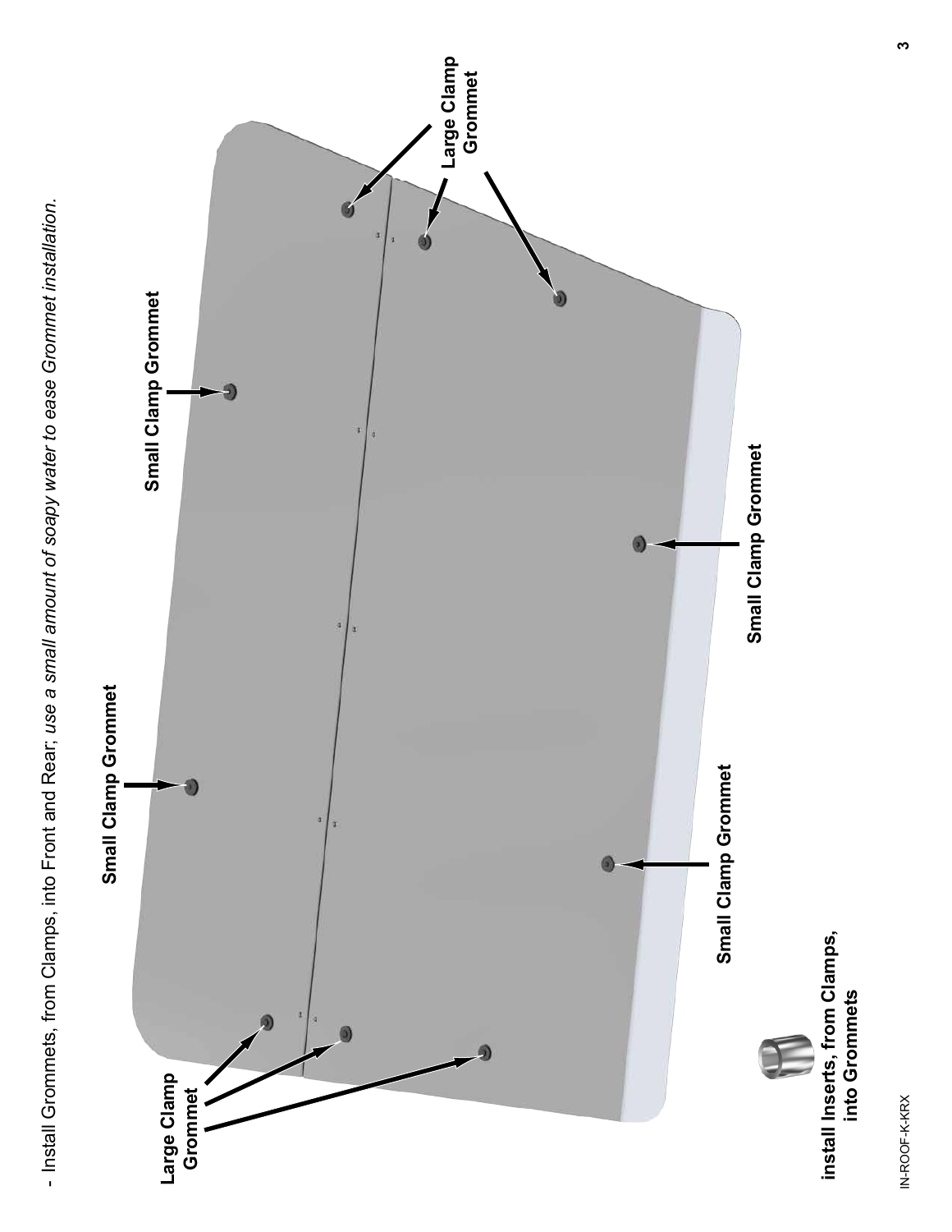- Install Grommets, from Clamps, into Front and Rear; *use a small amount of soapy water to ease Grommet installation.*

**Large Clamp Grommet**

**Small Clamp Grommet**

**Small Clamp Grommet**

**Large Clamp Grommet**

**Small Clamp Grommet**

**Small Clamp Grommet**

**install Inserts, from Clamps, into Grommets**

IN-ROOF-K-KRX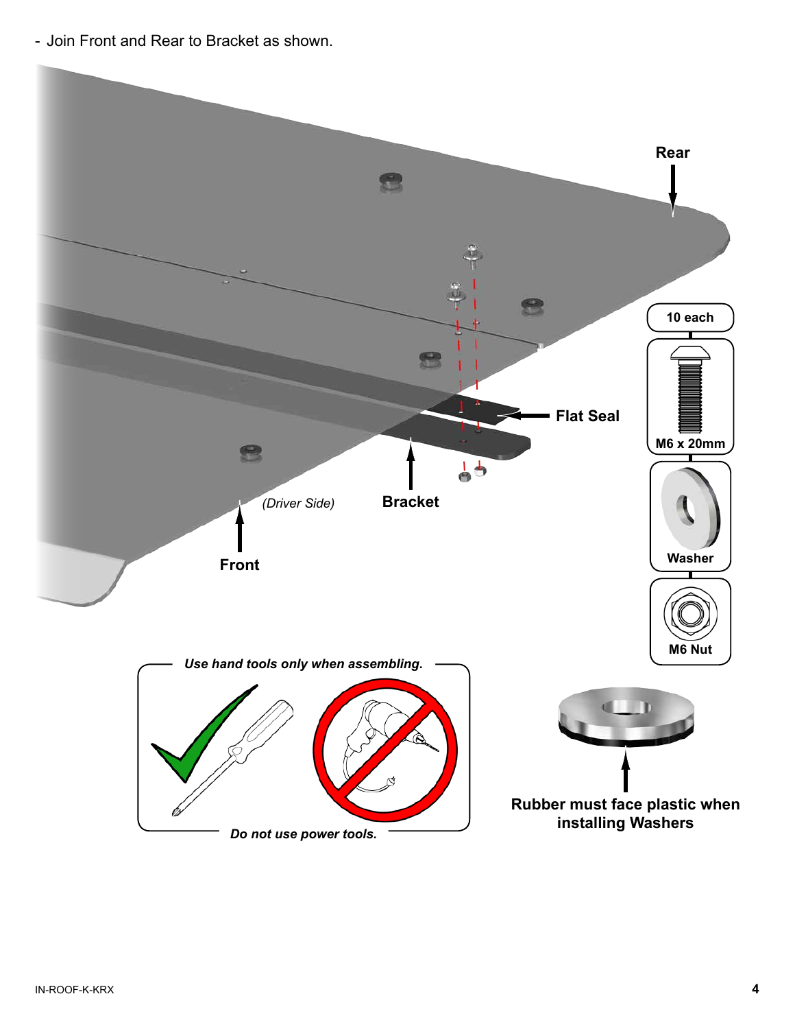- Join Front and Rear to Bracket as shown.

Rear

10 each

M6 x 20mm

Washer

M6 Nut

Flat Seal

Bracket

(Driver Side)

Front

*Use hand tools only when assembling.*

*Do not use power tools.*

**Rubber must face plastic when installing Washers**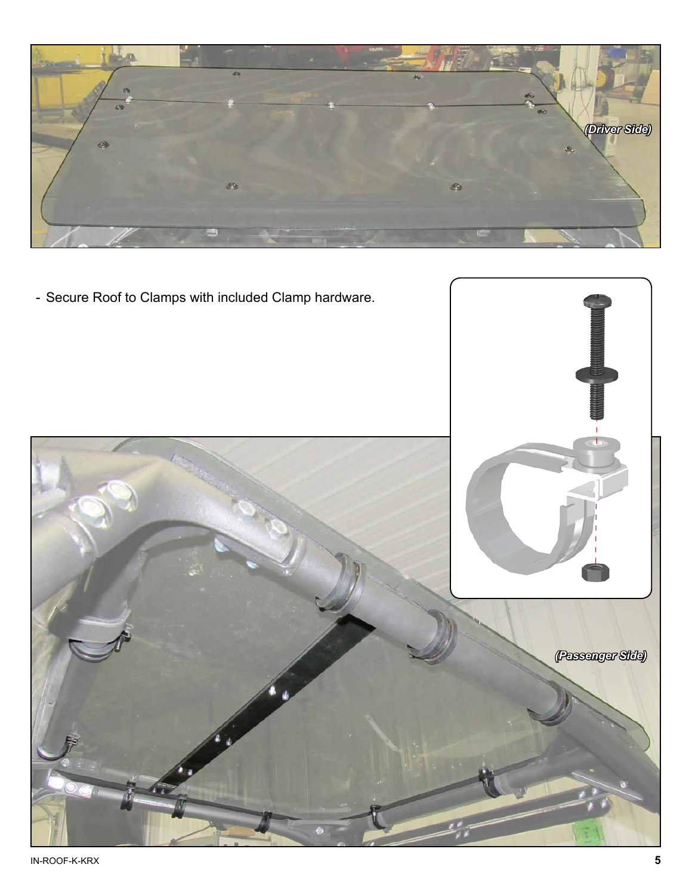(Driver Side)

- Secure Roof to Clamps with included Clamp hardware.

(Passenger Side)